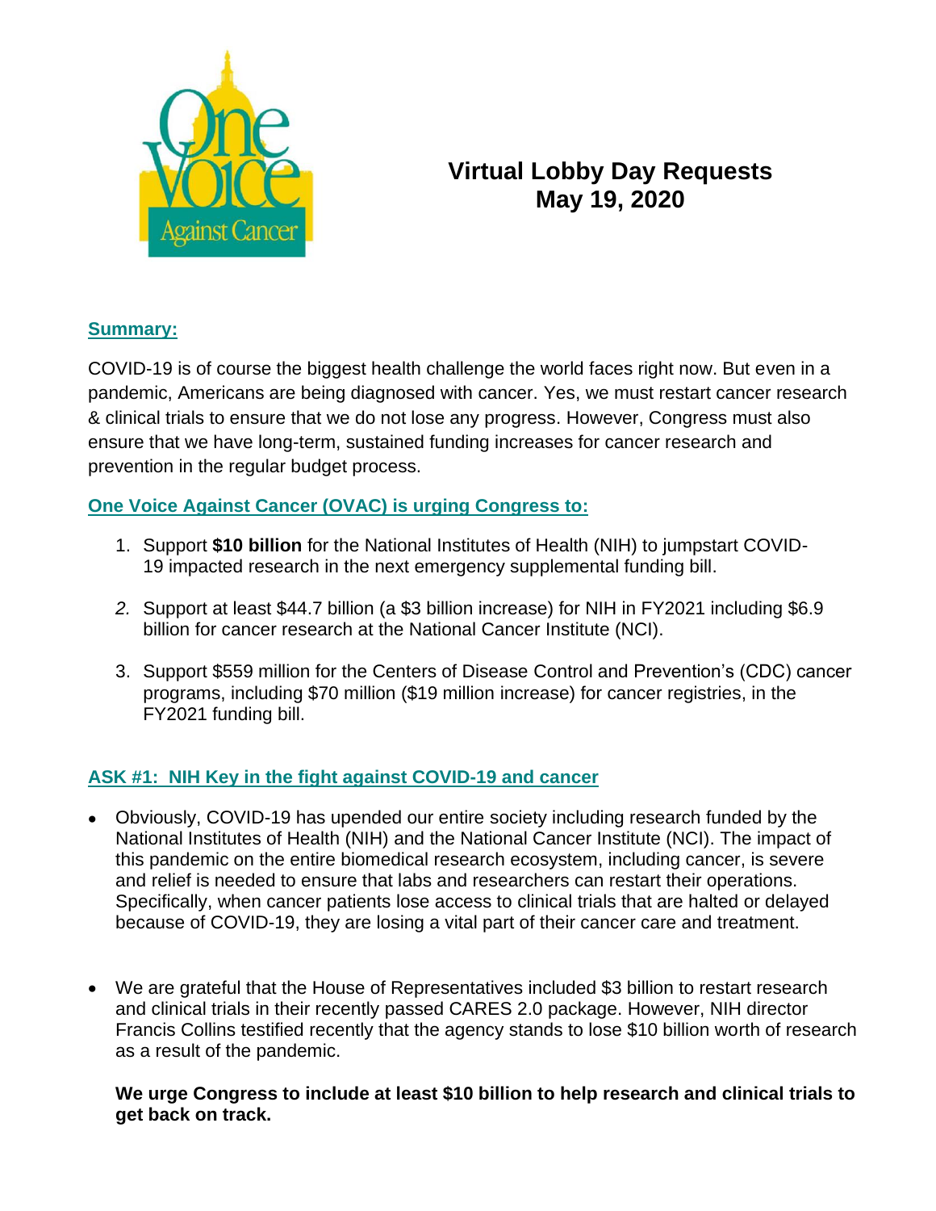# Virtual Lobby Day Requests
## May 19, 2020

### Summary:

COVID-19 is of course the biggest health challenge the world faces right now. But even in a pandemic, Americans are being diagnosed with cancer. Yes, we must restart cancer research & clinical trials to ensure that we do not lose any progress. However, Congress must also ensure that we have long-term, sustained funding increases for cancer research and prevention in the regular budget process.

### One Voice Against Cancer (OVAC) is urging Congress to:

1. Support **$10 billion** for the National Institutes of Health (NIH) to jumpstart COVID-19 impacted research in the next emergency supplemental funding bill.
2. Support at least $44.7 billion (a $3 billion increase) for NIH in FY2021 including $6.9 billion for cancer research at the National Cancer Institute (NCI).
3. Support $559 million for the Centers of Disease Control and Prevention's (CDC) cancer programs, including $70 million ($19 million increase) for cancer registries, in the FY2021 funding bill.

### ASK #1: NIH Key in the fight against COVID-19 and cancer

- Obviously, COVID-19 has upended our entire society including research funded by the National Institutes of Health (NIH) and the National Cancer Institute (NCI). The impact of this pandemic on the entire biomedical research ecosystem, including cancer, is severe and relief is needed to ensure that labs and researchers can restart their operations. Specifically, when cancer patients lose access to clinical trials that are halted or delayed because of COVID-19, they are losing a vital part of their cancer care and treatment.

- We are grateful that the House of Representatives included $3 billion to restart research and clinical trials in their recently passed CARES 2.0 package. However, NIH director Francis Collins testified recently that the agency stands to lose $10 billion worth of research as a result of the pandemic.

  **We urge Congress to include at least $10 billion to help research and clinical trials to get back on track.**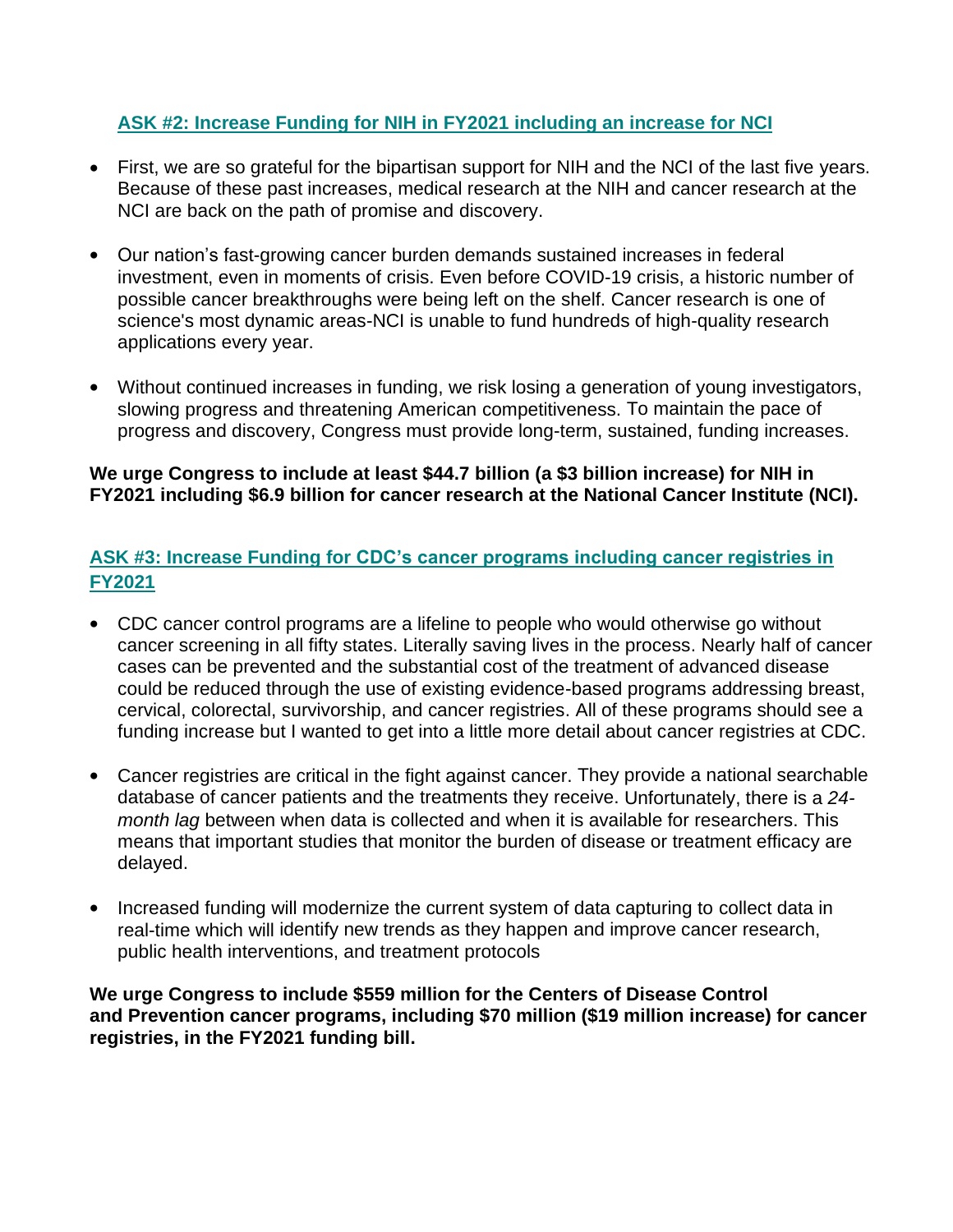## ASK #2: Increase Funding for NIH in FY2021 including an increase for NCI

- First, we are so grateful for the bipartisan support for NIH and the NCI of the last five years. Because of these past increases, medical research at the NIH and cancer research at the NCI are back on the path of promise and discovery.
- Our nation's fast-growing cancer burden demands sustained increases in federal investment, even in moments of crisis. Even before COVID-19 crisis, a historic number of possible cancer breakthroughs were being left on the shelf. Cancer research is one of science's most dynamic areas-NCI is unable to fund hundreds of high-quality research applications every year.
- Without continued increases in funding, we risk losing a generation of young investigators, slowing progress and threatening American competitiveness. To maintain the pace of progress and discovery, Congress must provide long-term, sustained, funding increases.

**We urge Congress to include at least $44.7 billion (a $3 billion increase) for NIH in FY2021 including $6.9 billion for cancer research at the National Cancer Institute (NCI).**

## ASK #3: Increase Funding for CDC's cancer programs including cancer registries in FY2021

- CDC cancer control programs are a lifeline to people who would otherwise go without cancer screening in all fifty states. Literally saving lives in the process. Nearly half of cancer cases can be prevented and the substantial cost of the treatment of advanced disease could be reduced through the use of existing evidence-based programs addressing breast, cervical, colorectal, survivorship, and cancer registries. All of these programs should see a funding increase but I wanted to get into a little more detail about cancer registries at CDC.
- Cancer registries are critical in the fight against cancer. They provide a national searchable database of cancer patients and the treatments they receive. Unfortunately, there is a *24-month lag* between when data is collected and when it is available for researchers. This means that important studies that monitor the burden of disease or treatment efficacy are delayed.
- Increased funding will modernize the current system of data capturing to collect data in real-time which will identify new trends as they happen and improve cancer research, public health interventions, and treatment protocols

**We urge Congress to include $559 million for the Centers of Disease Control and Prevention cancer programs, including $70 million ($19 million increase) for cancer registries, in the FY2021 funding bill.**